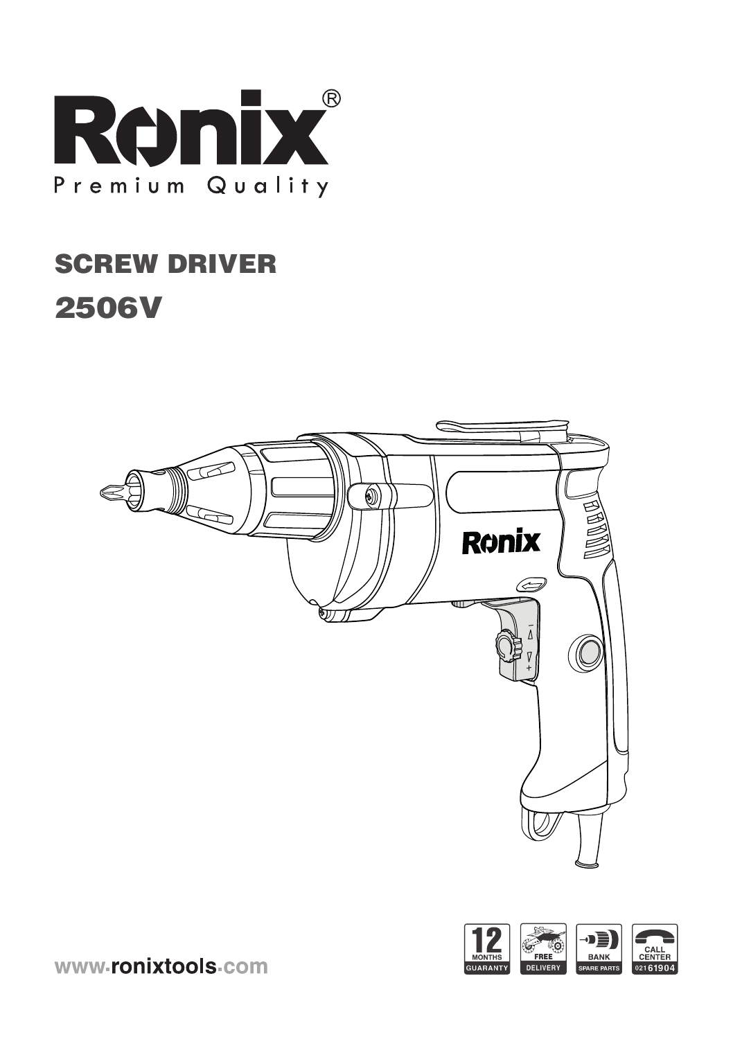# Ronix®

Premium Quality

## SCREW DRIVER

## 2506V

12 MONTHS GUARANTY | FREE DELIVERY | BANK SPARE PARTS | CALL CENTER 021 61904

www.ronixtools.com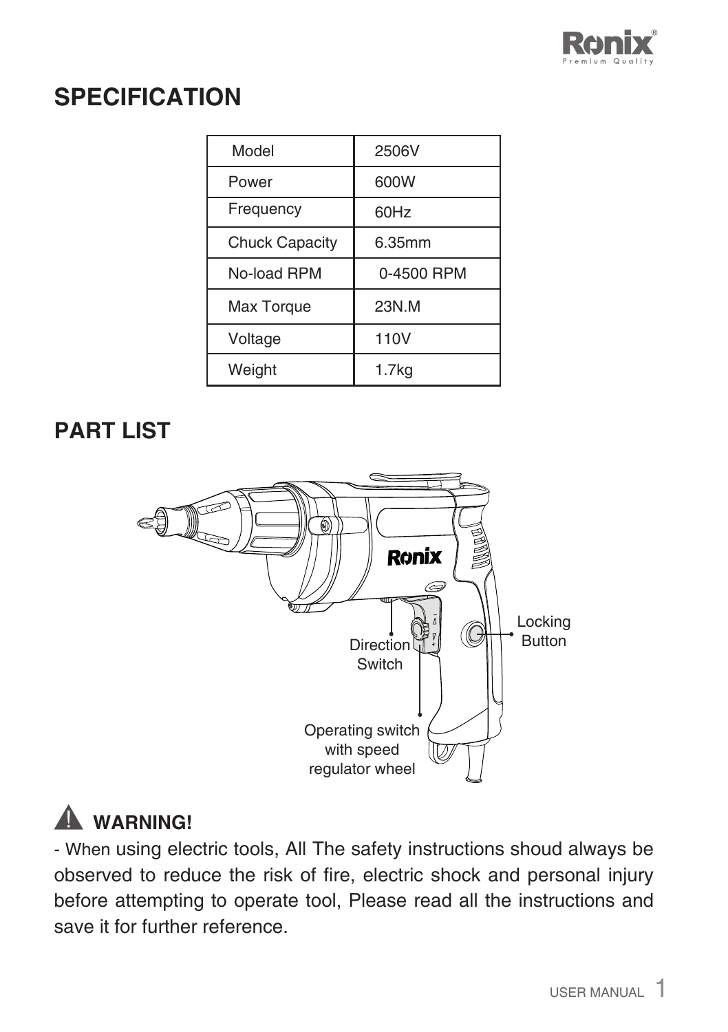## SPECIFICATION

| Model | 2506V |
|---|---|
| Power | 600W |
| Frequency | 60Hz |
| Chuck Capacity | 6.35mm |
| No-load RPM | 0-4500 RPM |
| Max Torque | 23N.M |
| Voltage | 110V |
| Weight | 1.7kg |

## PART LIST

Locking Button

Direction Switch

Operating switch with speed regulator wheel

### ⚠ WARNING!

- When using electric tools, All The safety instructions shoud always be observed to reduce the risk of fire, electric shock and personal injury before attempting to operate tool, Please read all the instructions and save it for further reference.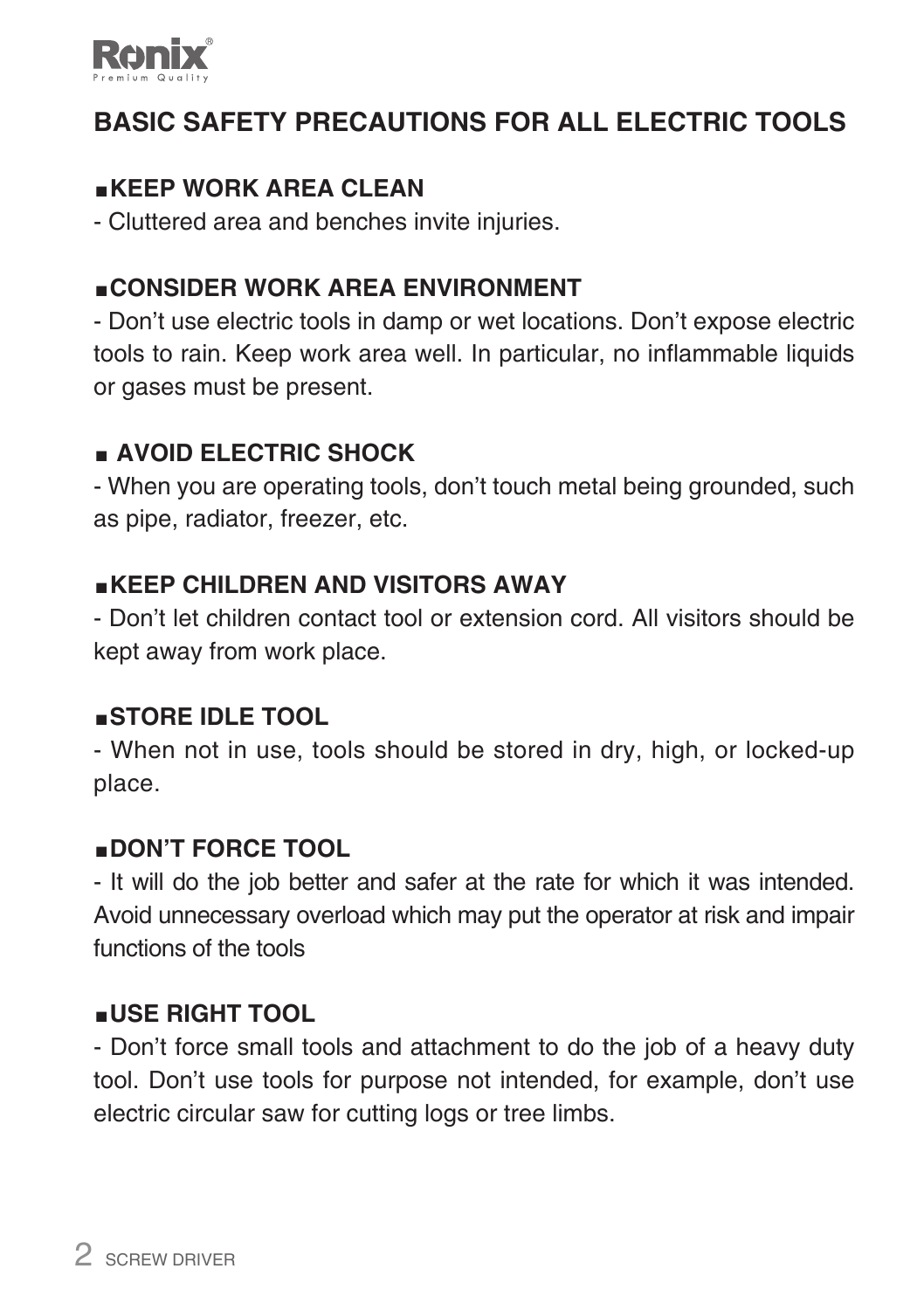## BASIC SAFETY PRECAUTIONS FOR ALL ELECTRIC TOOLS

### ■KEEP WORK AREA CLEAN

- Cluttered area and benches invite injuries.

### ■CONSIDER WORK AREA ENVIRONMENT

- Don't use electric tools in damp or wet locations. Don't expose electric tools to rain. Keep work area well. In particular, no inflammable liquids or gases must be present.

### ■ AVOID ELECTRIC SHOCK

- When you are operating tools, don't touch metal being grounded, such as pipe, radiator, freezer, etc.

### ■KEEP CHILDREN AND VISITORS AWAY

- Don't let children contact tool or extension cord. All visitors should be kept away from work place.

### ■STORE IDLE TOOL

- When not in use, tools should be stored in dry, high, or locked-up place.

### ■DON'T FORCE TOOL

- It will do the job better and safer at the rate for which it was intended. Avoid unnecessary overload which may put the operator at risk and impair functions of the tools

### ■USE RIGHT TOOL

- Don't force small tools and attachment to do the job of a heavy duty tool. Don't use tools for purpose not intended, for example, don't use electric circular saw for cutting logs or tree limbs.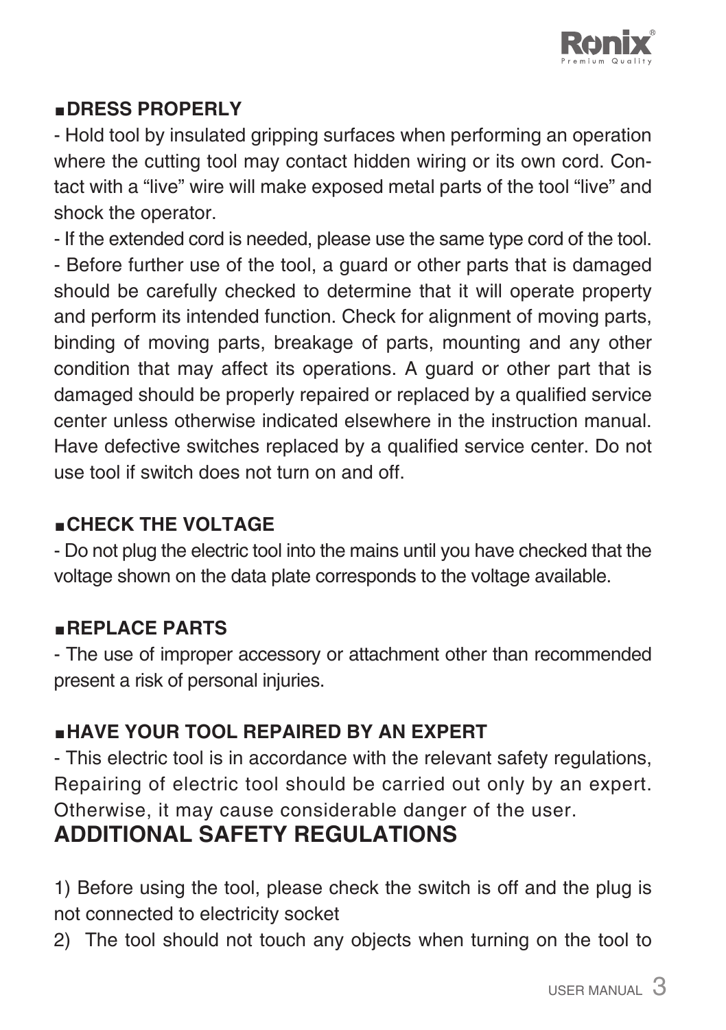### ■ DRESS PROPERLY

- Hold tool by insulated gripping surfaces when performing an operation where the cutting tool may contact hidden wiring or its own cord. Contact with a “live” wire will make exposed metal parts of the tool “live” and shock the operator.
- If the extended cord is needed, please use the same type cord of the tool.
- Before further use of the tool, a guard or other parts that is damaged should be carefully checked to determine that it will operate property and perform its intended function. Check for alignment of moving parts, binding of moving parts, breakage of parts, mounting and any other condition that may affect its operations. A guard or other part that is damaged should be properly repaired or replaced by a qualified service center unless otherwise indicated elsewhere in the instruction manual. Have defective switches replaced by a qualified service center. Do not use tool if switch does not turn on and off.

### ■ CHECK THE VOLTAGE

- Do not plug the electric tool into the mains until you have checked that the voltage shown on the data plate corresponds to the voltage available.

### ■ REPLACE PARTS

- The use of improper accessory or attachment other than recommended present a risk of personal injuries.

### ■ HAVE YOUR TOOL REPAIRED BY AN EXPERT

- This electric tool is in accordance with the relevant safety regulations, Repairing of electric tool should be carried out only by an expert. Otherwise, it may cause considerable danger of the user.

## ADDITIONAL SAFETY REGULATIONS

1) Before using the tool, please check the switch is off and the plug is not connected to electricity socket
2) The tool should not touch any objects when turning on the tool to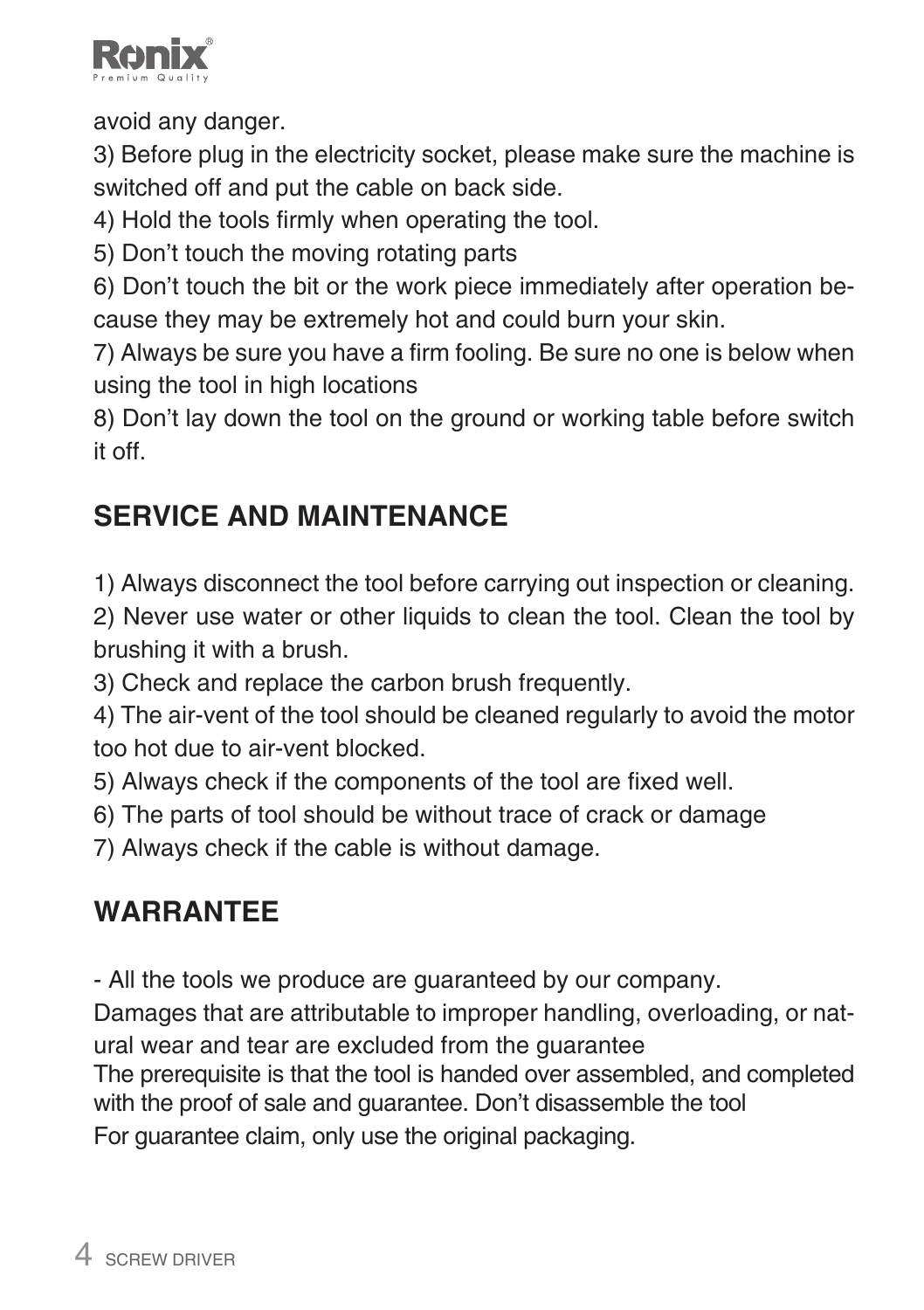avoid any danger.

3) Before plug in the electricity socket, please make sure the machine is switched off and put the cable on back side.

4) Hold the tools firmly when operating the tool.

5) Don't touch the moving rotating parts

6) Don't touch the bit or the work piece immediately after operation because they may be extremely hot and could burn your skin.

7) Always be sure you have a firm fooling. Be sure no one is below when using the tool in high locations

8) Don't lay down the tool on the ground or working table before switch it off.

## SERVICE AND MAINTENANCE

1) Always disconnect the tool before carrying out inspection or cleaning.

2) Never use water or other liquids to clean the tool. Clean the tool by brushing it with a brush.

3) Check and replace the carbon brush frequently.

4) The air-vent of the tool should be cleaned regularly to avoid the motor too hot due to air-vent blocked.

5) Always check if the components of the tool are fixed well.

6) The parts of tool should be without trace of crack or damage

7) Always check if the cable is without damage.

## WARRANTEE

- All the tools we produce are guaranteed by our company.

Damages that are attributable to improper handling, overloading, or natural wear and tear are excluded from the guarantee

The prerequisite is that the tool is handed over assembled, and completed with the proof of sale and guarantee. Don't disassemble the tool

For guarantee claim, only use the original packaging.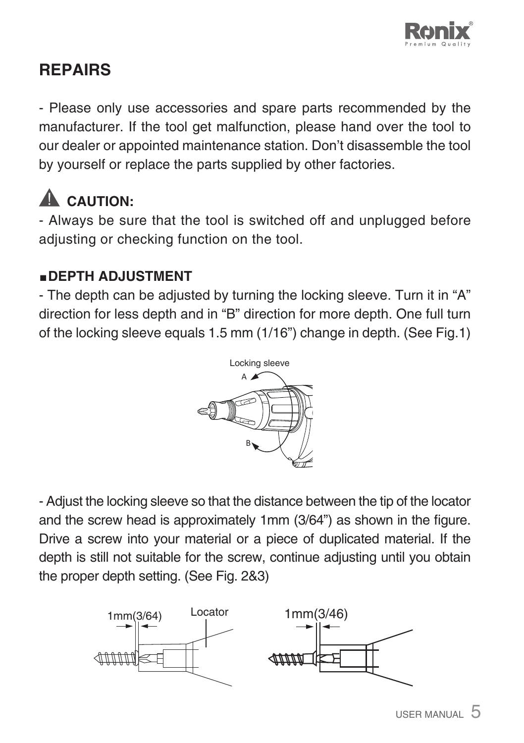## REPAIRS

- Please only use accessories and spare parts recommended by the manufacturer. If the tool get malfunction, please hand over the tool to our dealer or appointed maintenance station. Don't disassemble the tool by yourself or replace the parts supplied by other factories.

### CAUTION:

- Always be sure that the tool is switched off and unplugged before adjusting or checking function on the tool.

### ■ DEPTH ADJUSTMENT

- The depth can be adjusted by turning the locking sleeve. Turn it in "A" direction for less depth and in "B" direction for more depth. One full turn of the locking sleeve equals 1.5 mm (1/16") change in depth. (See Fig.1)

Locking sleeve

A

B

- Adjust the locking sleeve so that the distance between the tip of the locator and the screw head is approximately 1mm (3/64") as shown in the figure. Drive a screw into your material or a piece of duplicated material. If the depth is still not suitable for the screw, continue adjusting until you obtain the proper depth setting. (See Fig. 2&3)

1mm(3/64) Locator 1mm(3/46)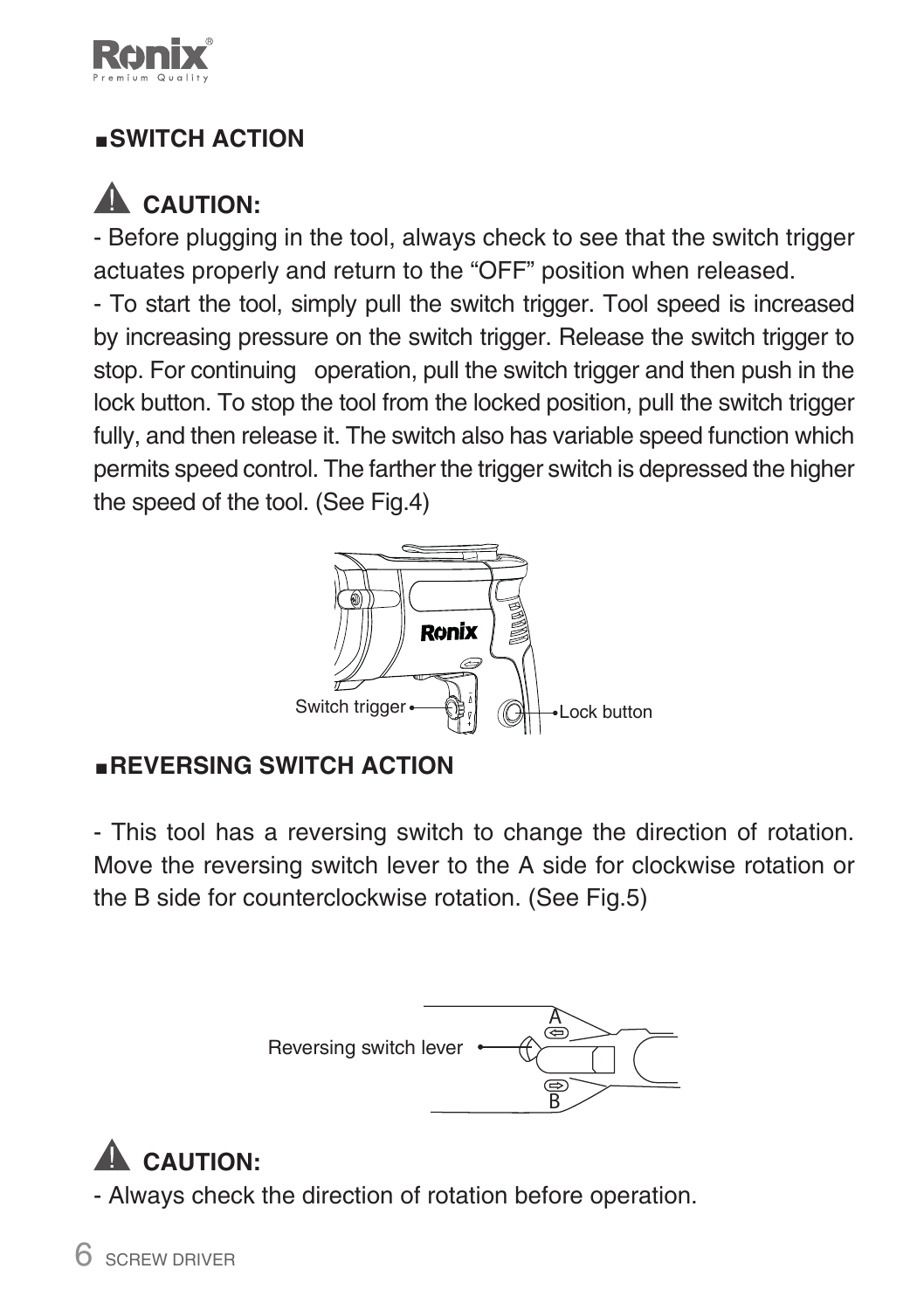## ▪SWITCH ACTION

### ⚠ CAUTION:

- Before plugging in the tool, always check to see that the switch trigger actuates properly and return to the “OFF” position when released.

- To start the tool, simply pull the switch trigger. Tool speed is increased by increasing pressure on the switch trigger. Release the switch trigger to stop. For continuing operation, pull the switch trigger and then push in the lock button. To stop the tool from the locked position, pull the switch trigger fully, and then release it. The switch also has variable speed function which permits speed control. The farther the trigger switch is depressed the higher the speed of the tool. (See Fig.4)

Switch trigger

Lock button

## ▪REVERSING SWITCH ACTION

- This tool has a reversing switch to change the direction of rotation. Move the reversing switch lever to the A side for clockwise rotation or the B side for counterclockwise rotation. (See Fig.5)

Reversing switch lever

A

B

### ⚠ CAUTION:

- Always check the direction of rotation before operation.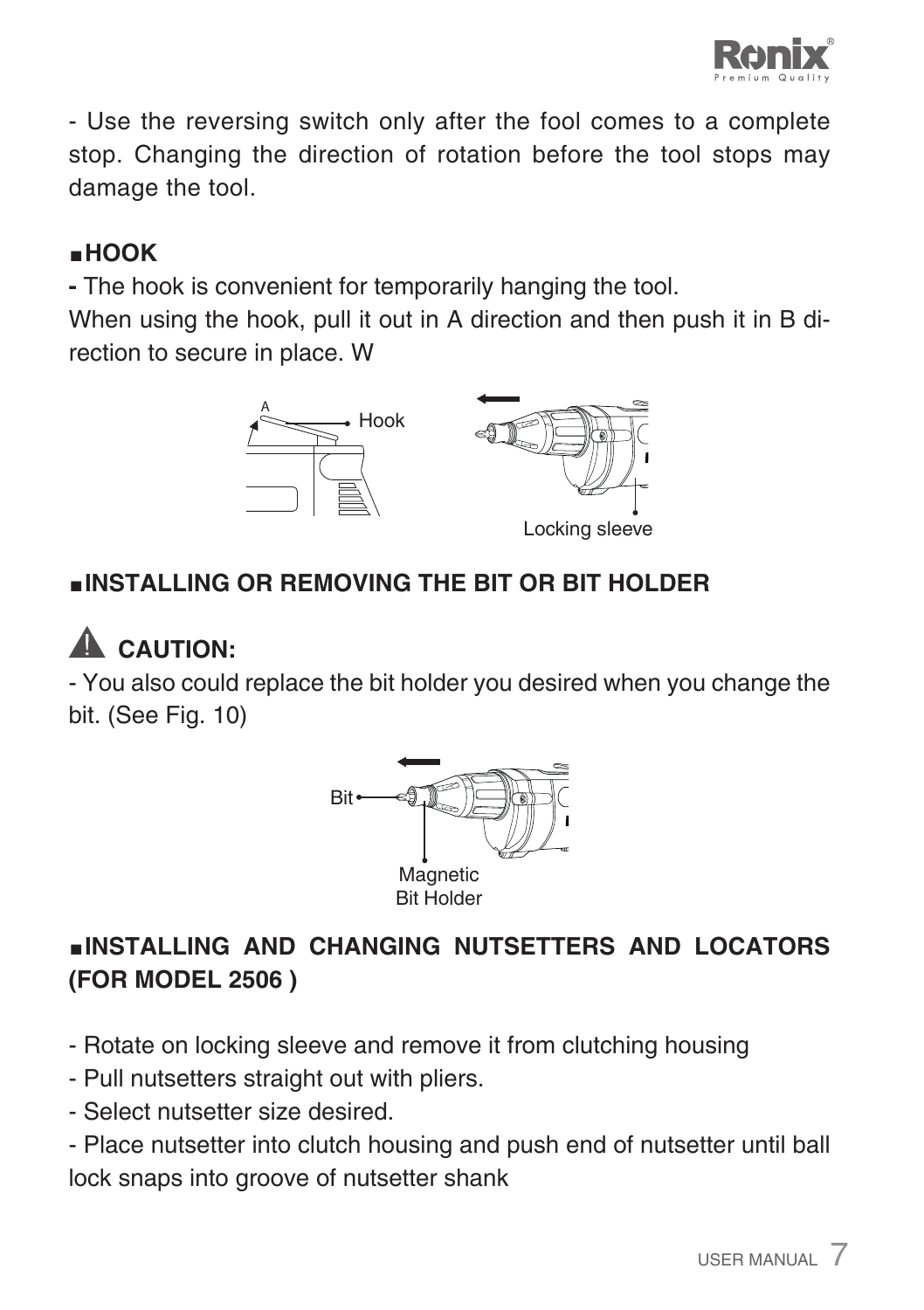- Use the reversing switch only after the fool comes to a complete stop. Changing the direction of rotation before the tool stops may damage the tool.

## ■HOOK

- The hook is convenient for temporarily hanging the tool.

When using the hook, pull it out in A direction and then push it in B direction to secure in place. W

A Hook

Locking sleeve

## ■INSTALLING OR REMOVING THE BIT OR BIT HOLDER

### CAUTION:

- You also could replace the bit holder you desired when you change the bit. (See Fig. 10)

Bit

Magnetic Bit Holder

## ■INSTALLING AND CHANGING NUTSETTERS AND LOCATORS (FOR MODEL 2506 )

- Rotate on locking sleeve and remove it from clutching housing
- Pull nutsetters straight out with pliers.
- Select nutsetter size desired.
- Place nutsetter into clutch housing and push end of nutsetter until ball lock snaps into groove of nutsetter shank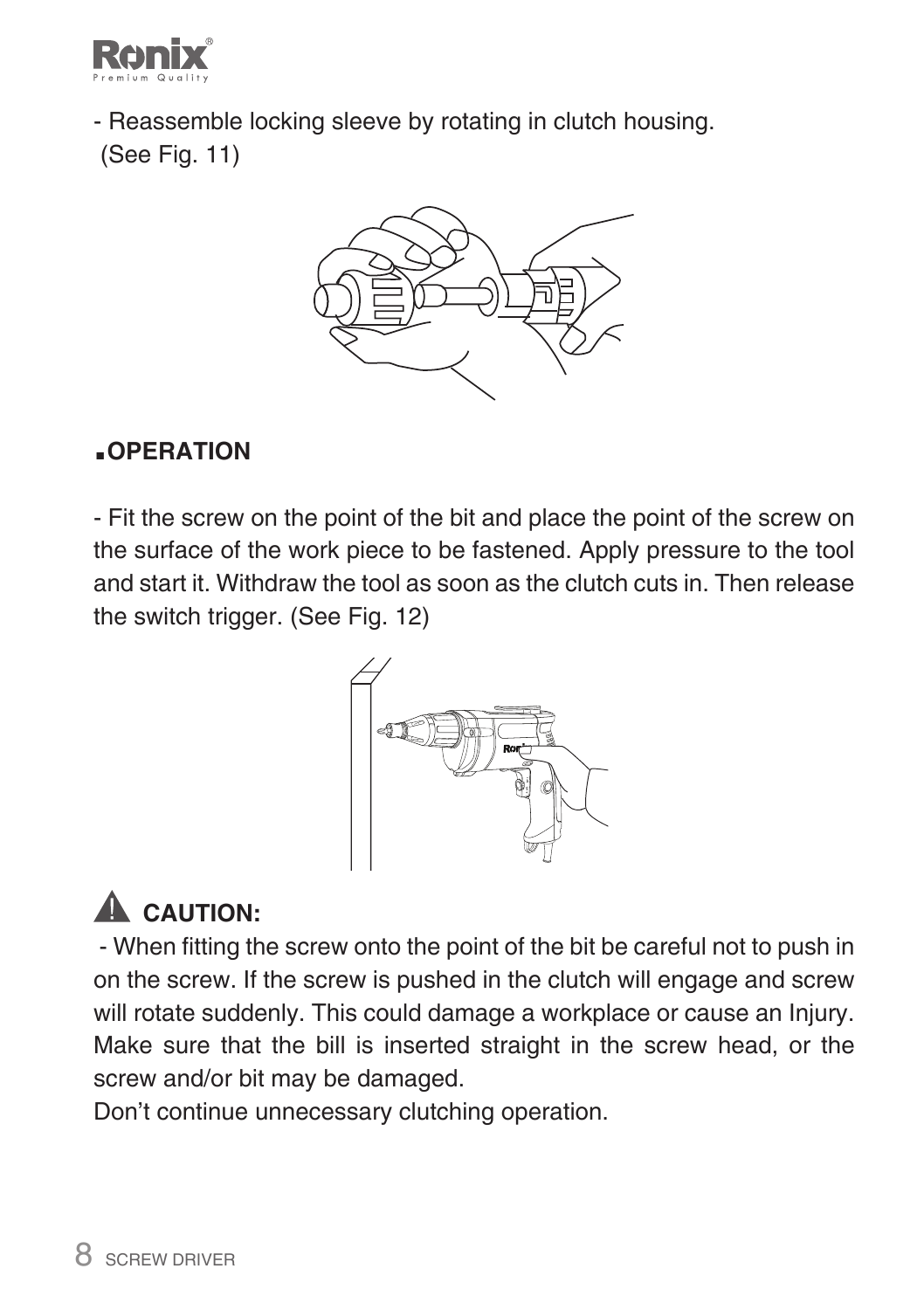- Reassemble locking sleeve by rotating in clutch housing. (See Fig. 11)

## OPERATION

- Fit the screw on the point of the bit and place the point of the screw on the surface of the work piece to be fastened. Apply pressure to the tool and start it. Withdraw the tool as soon as the clutch cuts in. Then release the switch trigger. (See Fig. 12)

## ⚠ CAUTION:

- When fitting the screw onto the point of the bit be careful not to push in on the screw. If the screw is pushed in the clutch will engage and screw will rotate suddenly. This could damage a workplace or cause an Injury. Make sure that the bill is inserted straight in the screw head, or the screw and/or bit may be damaged.

Don't continue unnecessary clutching operation.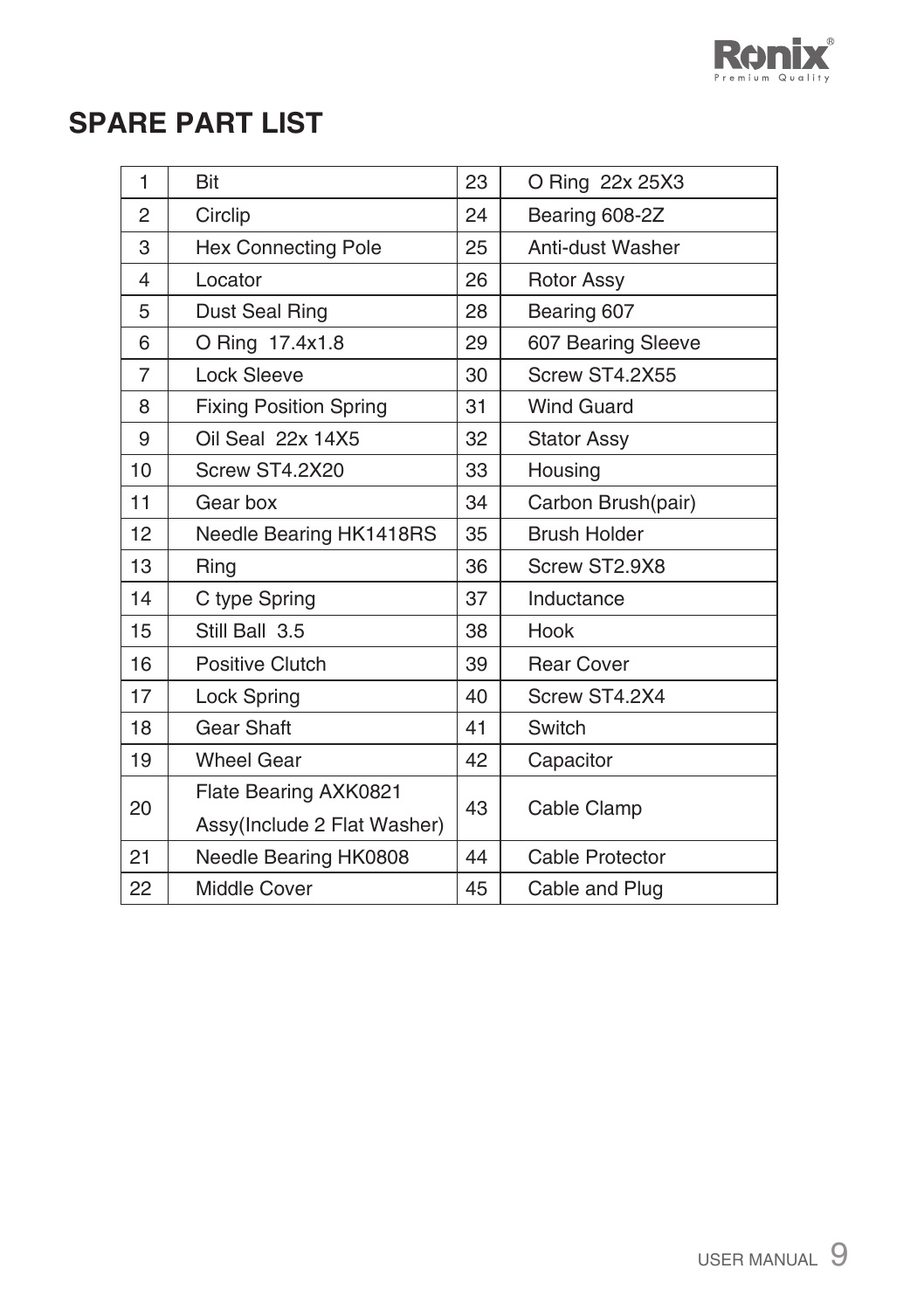## SPARE PART LIST

| | | | |
|---|---|---|---|
| 1 | Bit | 23 | O Ring 22x 25X3 |
| 2 | Circlip | 24 | Bearing 608-2Z |
| 3 | Hex Connecting Pole | 25 | Anti-dust Washer |
| 4 | Locator | 26 | Rotor Assy |
| 5 | Dust Seal Ring | 28 | Bearing 607 |
| 6 | O Ring 17.4x1.8 | 29 | 607 Bearing Sleeve |
| 7 | Lock Sleeve | 30 | Screw ST4.2X55 |
| 8 | Fixing Position Spring | 31 | Wind Guard |
| 9 | Oil Seal 22x 14X5 | 32 | Stator Assy |
| 10 | Screw ST4.2X20 | 33 | Housing |
| 11 | Gear box | 34 | Carbon Brush(pair) |
| 12 | Needle Bearing HK1418RS | 35 | Brush Holder |
| 13 | Ring | 36 | Screw ST2.9X8 |
| 14 | C type Spring | 37 | Inductance |
| 15 | Still Ball 3.5 | 38 | Hook |
| 16 | Positive Clutch | 39 | Rear Cover |
| 17 | Lock Spring | 40 | Screw ST4.2X4 |
| 18 | Gear Shaft | 41 | Switch |
| 19 | Wheel Gear | 42 | Capacitor |
| 20 | Flate Bearing AXK0821 Assy(Include 2 Flat Washer) | 43 | Cable Clamp |
| 21 | Needle Bearing HK0808 | 44 | Cable Protector |
| 22 | Middle Cover | 45 | Cable and Plug |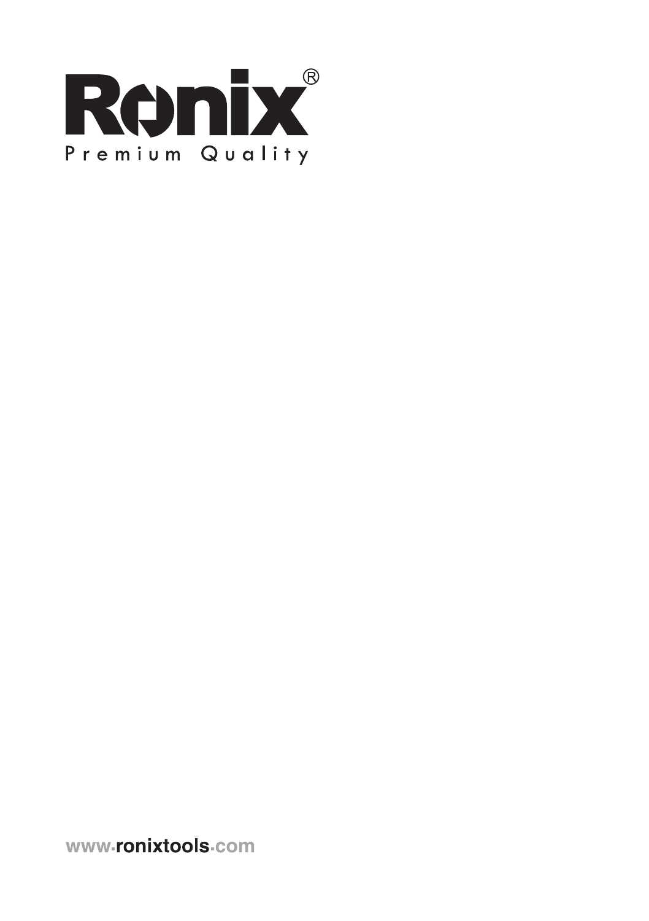Ronix®

Premium Quality

www.ronixtools.com